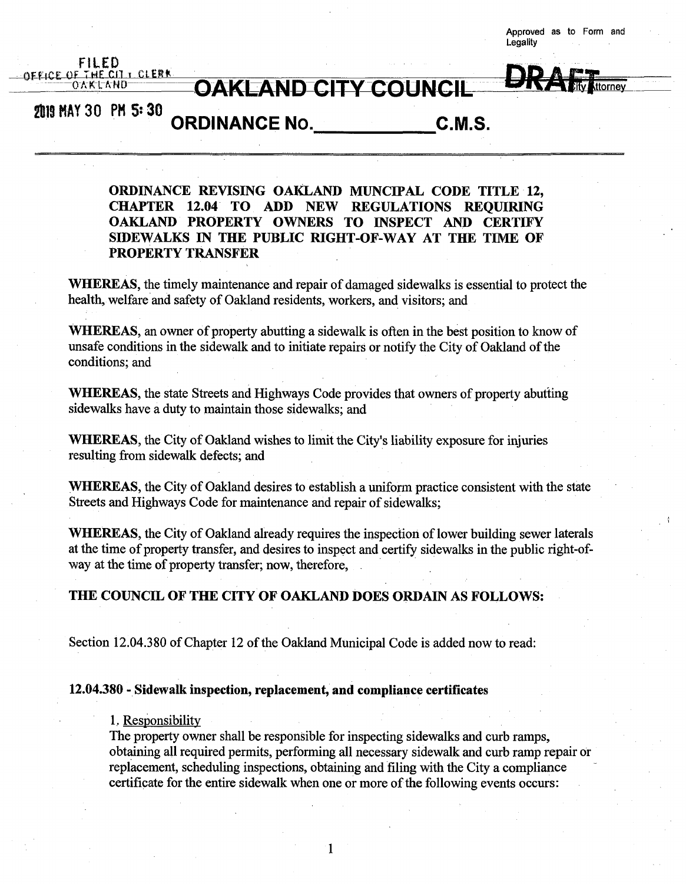Approved as to Form and Legality

FILED
OFFICE OF THE CITY CLERK
OAKLAND

2019 MAY 30 PM 5:30

DRAFT
City Attorney

# OAKLAND CITY COUNCIL

## ORDINANCE No.\_\_\_\_\_\_\_\_\_\_\_\_ C.M.S.

**ORDINANCE REVISING OAKLAND MUNCIPAL CODE TITLE 12, CHAPTER 12.04 TO ADD NEW REGULATIONS REQUIRING OAKLAND PROPERTY OWNERS TO INSPECT AND CERTIFY SIDEWALKS IN THE PUBLIC RIGHT-OF-WAY AT THE TIME OF PROPERTY TRANSFER**

**WHEREAS**, the timely maintenance and repair of damaged sidewalks is essential to protect the health, welfare and safety of Oakland residents, workers, and visitors; and

**WHEREAS**, an owner of property abutting a sidewalk is often in the best position to know of unsafe conditions in the sidewalk and to initiate repairs or notify the City of Oakland of the conditions; and

**WHEREAS**, the state Streets and Highways Code provides that owners of property abutting sidewalks have a duty to maintain those sidewalks; and

**WHEREAS**, the City of Oakland wishes to limit the City's liability exposure for injuries resulting from sidewalk defects; and

**WHEREAS**, the City of Oakland desires to establish a uniform practice consistent with the state Streets and Highways Code for maintenance and repair of sidewalks;

**WHEREAS**, the City of Oakland already requires the inspection of lower building sewer laterals at the time of property transfer, and desires to inspect and certify sidewalks in the public right-of-way at the time of property transfer; now, therefore,

**THE COUNCIL OF THE CITY OF OAKLAND DOES ORDAIN AS FOLLOWS:**

Section 12.04.380 of Chapter 12 of the Oakland Municipal Code is added now to read:

**12.04.380 - Sidewalk inspection, replacement, and compliance certificates**

1. Responsibility

The property owner shall be responsible for inspecting sidewalks and curb ramps, obtaining all required permits, performing all necessary sidewalk and curb ramp repair or replacement, scheduling inspections, obtaining and filing with the City a compliance certificate for the entire sidewalk when one or more of the following events occurs: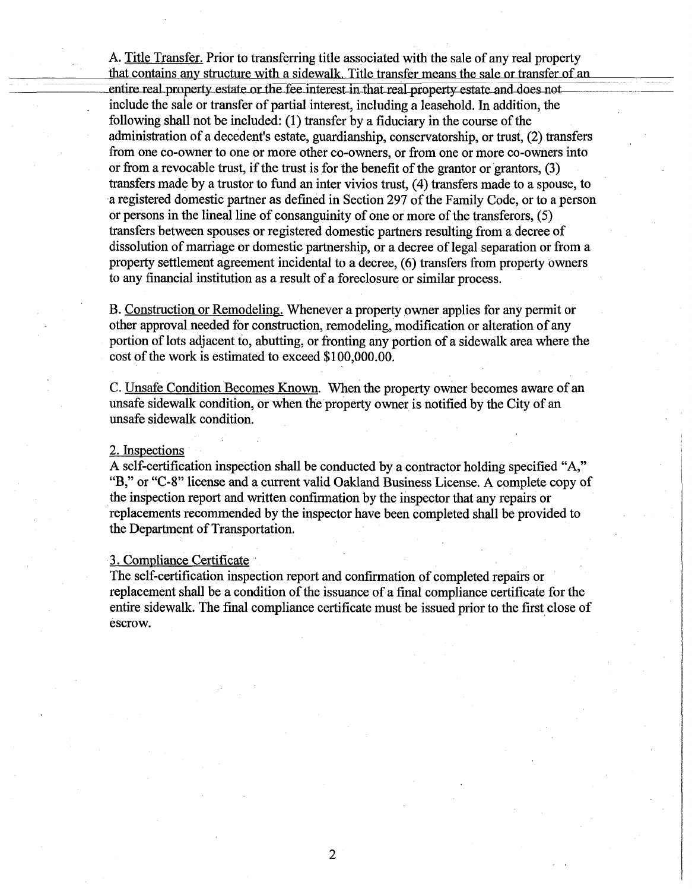A. Title Transfer. Prior to transferring title associated with the sale of any real property that contains any structure with a sidewalk. Title transfer means the sale or transfer of an entire real property estate or the fee interest in that real property estate and does not include the sale or transfer of partial interest, including a leasehold. In addition, the following shall not be included: (1) transfer by a fiduciary in the course of the administration of a decedent's estate, guardianship, conservatorship, or trust, (2) transfers from one co-owner to one or more other co-owners, or from one or more co-owners into or from a revocable trust, if the trust is for the benefit of the grantor or grantors, (3) transfers made by a trustor to fund an inter vivios trust, (4) transfers made to a spouse, to a registered domestic partner as defined in Section 297 of the Family Code, or to a person or persons in the lineal line of consanguinity of one or more of the transferors, (5) transfers between spouses or registered domestic partners resulting from a decree of dissolution of marriage or domestic partnership, or a decree of legal separation or from a property settlement agreement incidental to a decree, (6) transfers from property owners to any financial institution as a result of a foreclosure or similar process.

B. Construction or Remodeling. Whenever a property owner applies for any permit or other approval needed for construction, remodeling, modification or alteration of any portion of lots adjacent to, abutting, or fronting any portion of a sidewalk area where the cost of the work is estimated to exceed $100,000.00.

C. Unsafe Condition Becomes Known. When the property owner becomes aware of an unsafe sidewalk condition, or when the property owner is notified by the City of an unsafe sidewalk condition.

2. Inspections

A self-certification inspection shall be conducted by a contractor holding specified "A," "B," or "C-8" license and a current valid Oakland Business License. A complete copy of the inspection report and written confirmation by the inspector that any repairs or replacements recommended by the inspector have been completed shall be provided to the Department of Transportation.

3. Compliance Certificate

The self-certification inspection report and confirmation of completed repairs or replacement shall be a condition of the issuance of a final compliance certificate for the entire sidewalk. The final compliance certificate must be issued prior to the first close of escrow.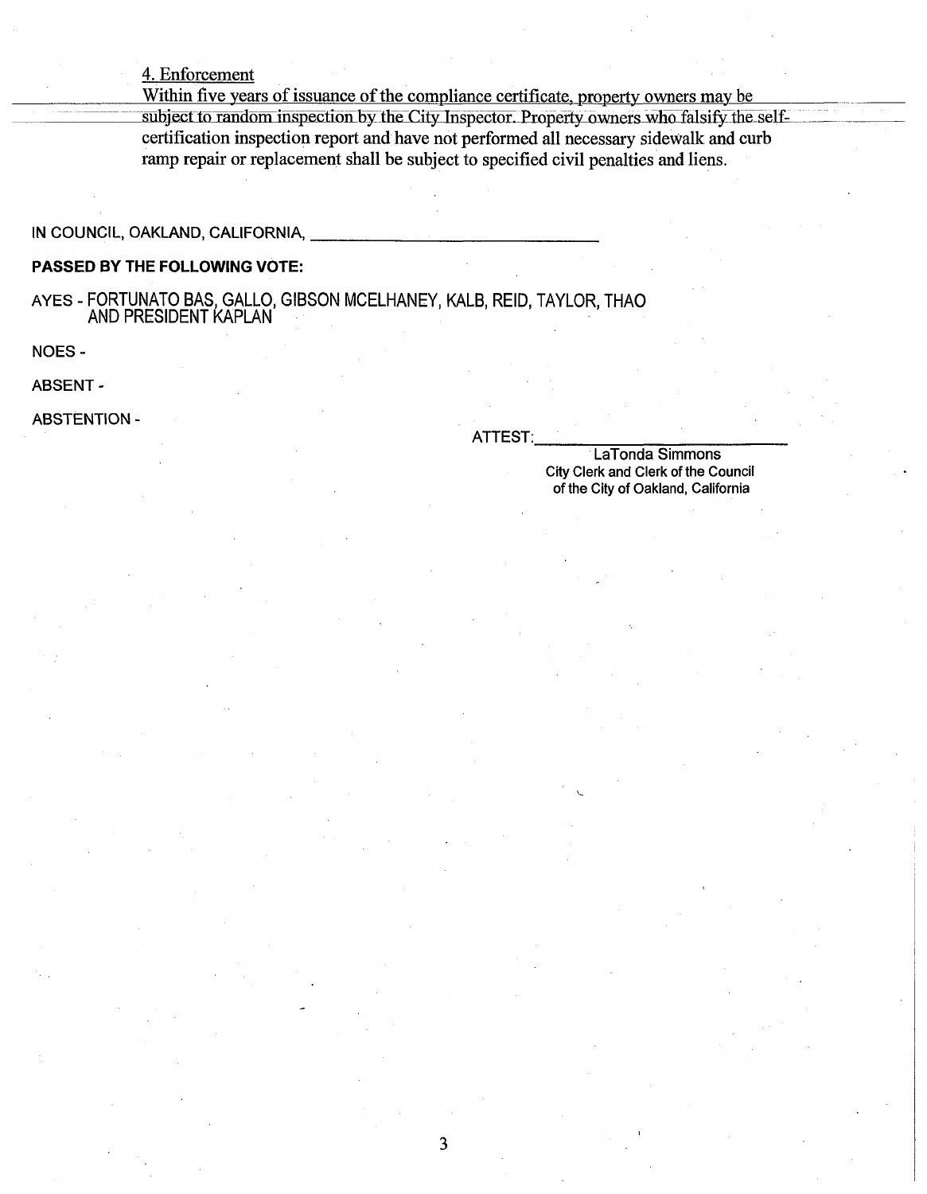4. Enforcement

Within five years of issuance of the compliance certificate, property owners may be subject to random inspection by the City Inspector. Property owners who falsify the self-certification inspection report and have not performed all necessary sidewalk and curb ramp repair or replacement shall be subject to specified civil penalties and liens.

IN COUNCIL, OAKLAND, CALIFORNIA, \_\_\_\_\_\_\_\_\_\_\_\_\_\_\_\_\_\_\_\_\_\_\_\_\_\_\_\_\_\_

**PASSED BY THE FOLLOWING VOTE:**

AYES - FORTUNATO BAS, GALLO, GIBSON MCELHANEY, KALB, REID, TAYLOR, THAO AND PRESIDENT KAPLAN

NOES -

ABSENT -

ABSTENTION -

ATTEST: \_\_\_\_\_\_\_\_\_\_\_\_\_\_\_\_\_\_\_\_\_\_\_\_

LaTonda Simmons
City Clerk and Clerk of the Council
of the City of Oakland, California